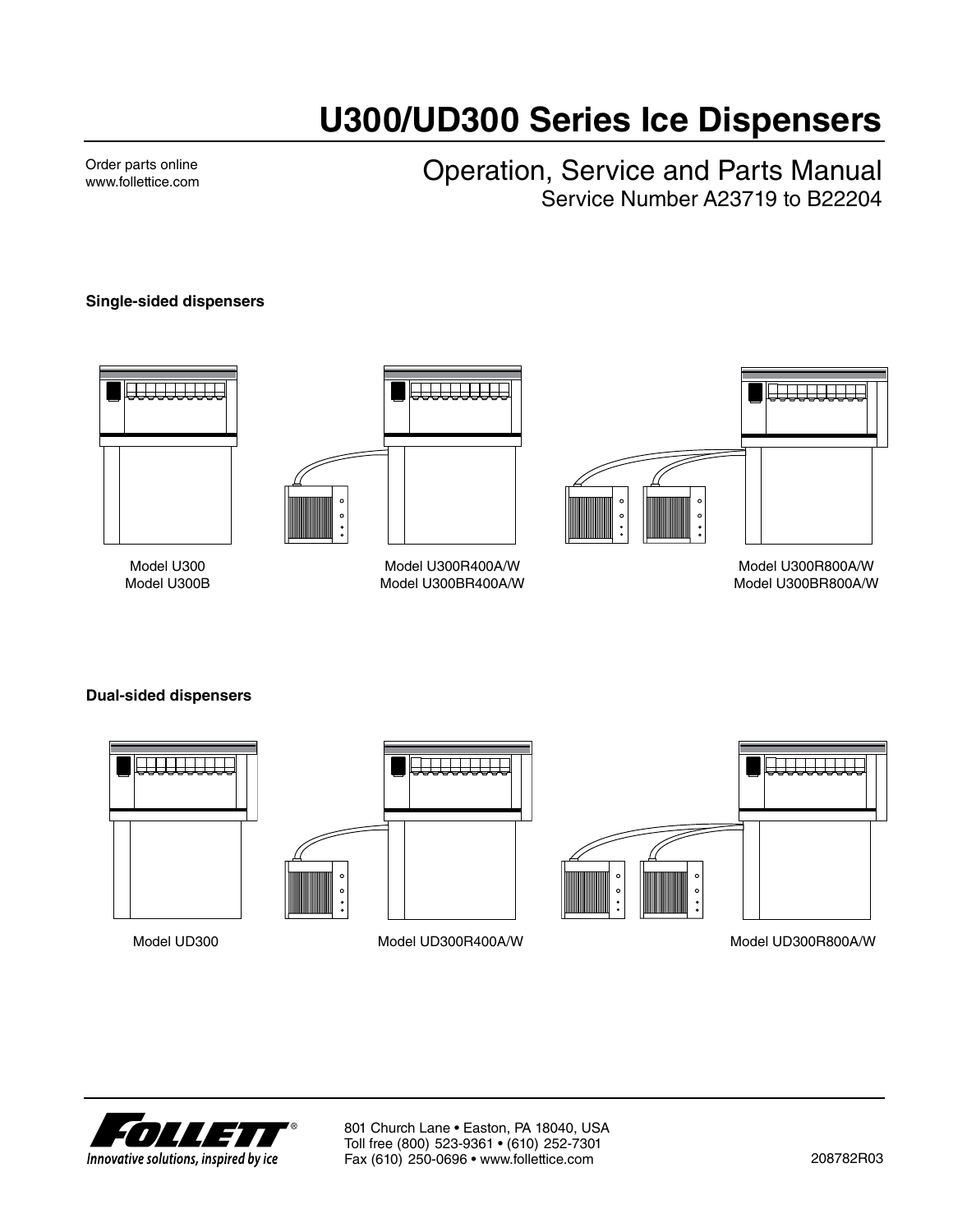# U300/UD300 Series Ice Dispensers

Order parts online
www.follettice.com

## Operation, Service and Parts Manual

Service Number A23719 to B22204

**Single-sided dispensers**

Model U300
Model U300B

Model U300R400A/W
Model U300BR400A/W

Model U300R800A/W
Model U300BR800A/W

**Dual-sided dispensers**

Model UD300

Model UD300R400A/W

Model UD300R800A/W

FOLLETT®
*Innovative solutions, inspired by ice*

801 Church Lane • Easton, PA 18040, USA
Toll free (800) 523-9361 • (610) 252-7301
Fax (610) 250-0696 • www.follettice.com

208782R03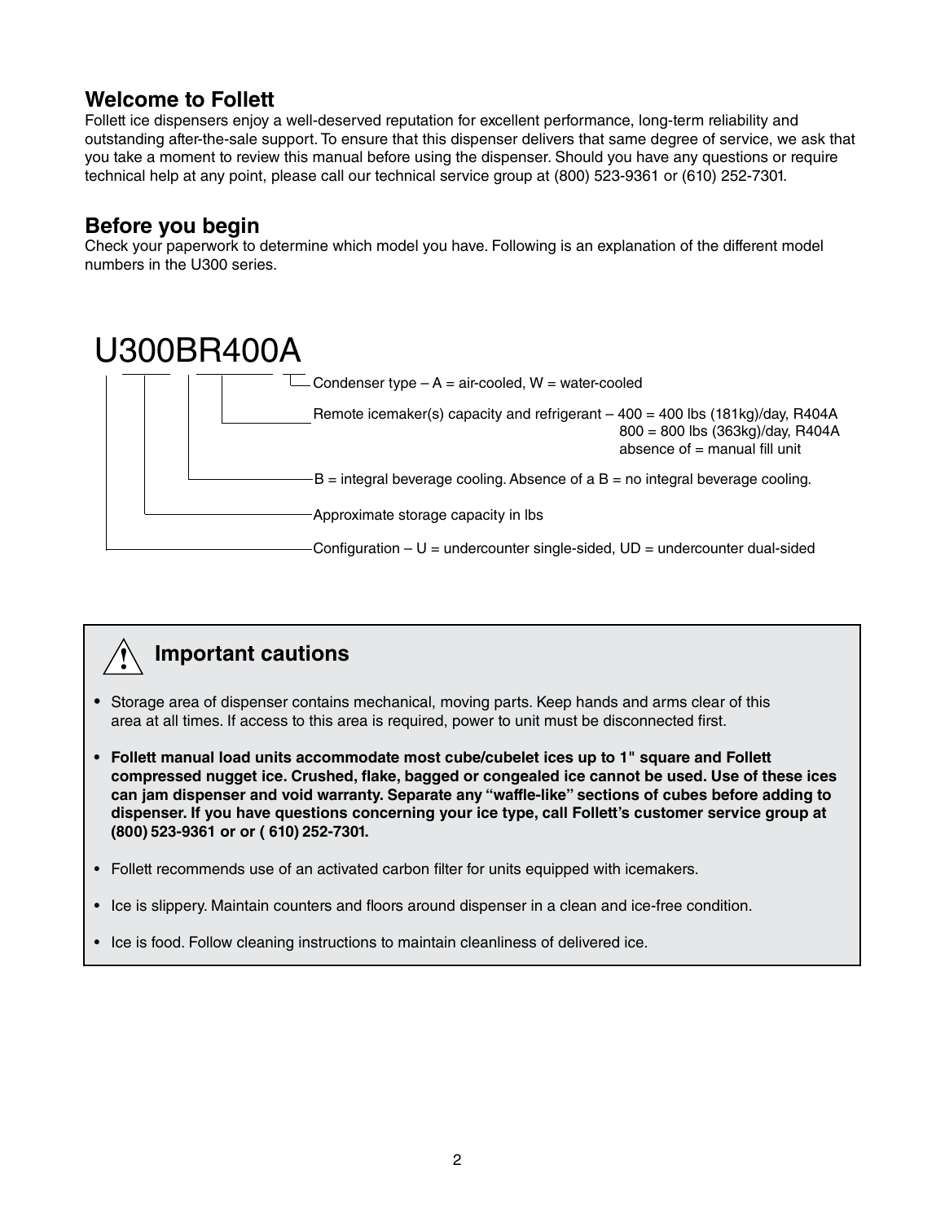## Welcome to Follett

Follett ice dispensers enjoy a well-deserved reputation for excellent performance, long-term reliability and outstanding after-the-sale support. To ensure that this dispenser delivers that same degree of service, we ask that you take a moment to review this manual before using the dispenser. Should you have any questions or require technical help at any point, please call our technical service group at (800) 523-9361 or (610) 252-7301.

## Before you begin

Check your paperwork to determine which model you have. Following is an explanation of the different model numbers in the U300 series.

**U300BR400A**

- Condenser type – A = air-cooled, W = water-cooled
- Remote icemaker(s) capacity and refrigerant – 400 = 400 lbs (181kg)/day, R404A
  800 = 800 lbs (363kg)/day, R404A
  absence of = manual fill unit
- B = integral beverage cooling. Absence of a B = no integral beverage cooling.
- Approximate storage capacity in lbs
- Configuration – U = undercounter single-sided, UD = undercounter dual-sided

## Important cautions

- Storage area of dispenser contains mechanical, moving parts. Keep hands and arms clear of this area at all times. If access to this area is required, power to unit must be disconnected first.
- **Follett manual load units accommodate most cube/cubelet ices up to 1" square and Follett compressed nugget ice. Crushed, flake, bagged or congealed ice cannot be used. Use of these ices can jam dispenser and void warranty. Separate any "waffle-like" sections of cubes before adding to dispenser. If you have questions concerning your ice type, call Follett's customer service group at (800) 523-9361 or or ( 610) 252-7301.**
- Follett recommends use of an activated carbon filter for units equipped with icemakers.
- Ice is slippery. Maintain counters and floors around dispenser in a clean and ice-free condition.
- Ice is food. Follow cleaning instructions to maintain cleanliness of delivered ice.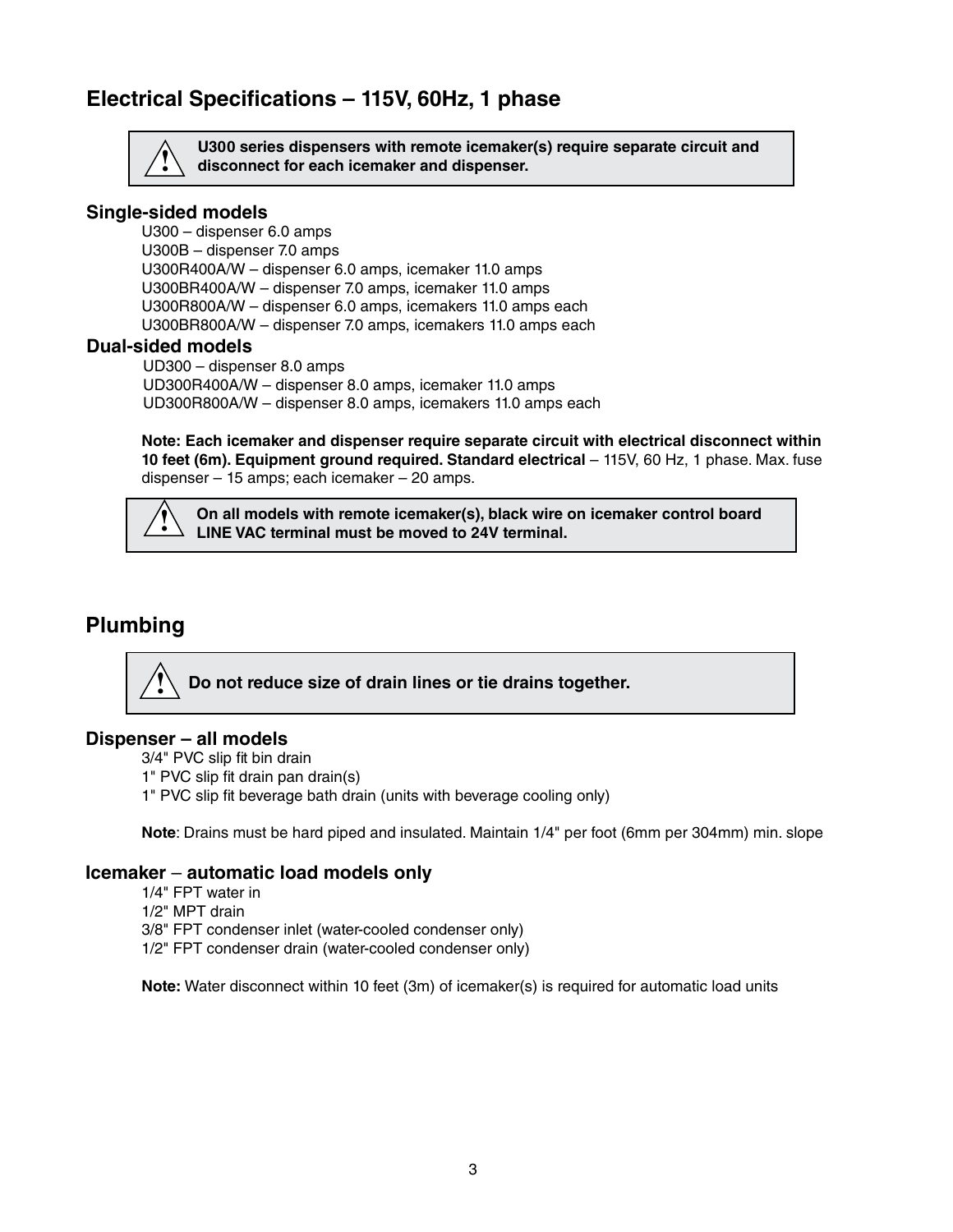## Electrical Specifications – 115V, 60Hz, 1 phase

> ⚠ **U300 series dispensers with remote icemaker(s) require separate circuit and disconnect for each icemaker and dispenser.**

### Single-sided models

U300 – dispenser 6.0 amps
U300B – dispenser 7.0 amps
U300R400A/W – dispenser 6.0 amps, icemaker 11.0 amps
U300BR400A/W – dispenser 7.0 amps, icemaker 11.0 amps
U300R800A/W – dispenser 6.0 amps, icemakers 11.0 amps each
U300BR800A/W – dispenser 7.0 amps, icemakers 11.0 amps each

### Dual-sided models

UD300 – dispenser 8.0 amps
UD300R400A/W – dispenser 8.0 amps, icemaker 11.0 amps
UD300R800A/W – dispenser 8.0 amps, icemakers 11.0 amps each

**Note: Each icemaker and dispenser require separate circuit with electrical disconnect within 10 feet (6m). Equipment ground required. Standard electrical** – 115V, 60 Hz, 1 phase. Max. fuse dispenser – 15 amps; each icemaker – 20 amps.

> ⚠ **On all models with remote icemaker(s), black wire on icemaker control board LINE VAC terminal must be moved to 24V terminal.**

## Plumbing

> ⚠ **Do not reduce size of drain lines or tie drains together.**

### Dispenser – all models

3/4" PVC slip fit bin drain
1" PVC slip fit drain pan drain(s)
1" PVC slip fit beverage bath drain (units with beverage cooling only)

**Note**: Drains must be hard piped and insulated. Maintain 1/4" per foot (6mm per 304mm) min. slope

### Icemaker – automatic load models only

1/4" FPT water in
1/2" MPT drain
3/8" FPT condenser inlet (water-cooled condenser only)
1/2" FPT condenser drain (water-cooled condenser only)

**Note:** Water disconnect within 10 feet (3m) of icemaker(s) is required for automatic load units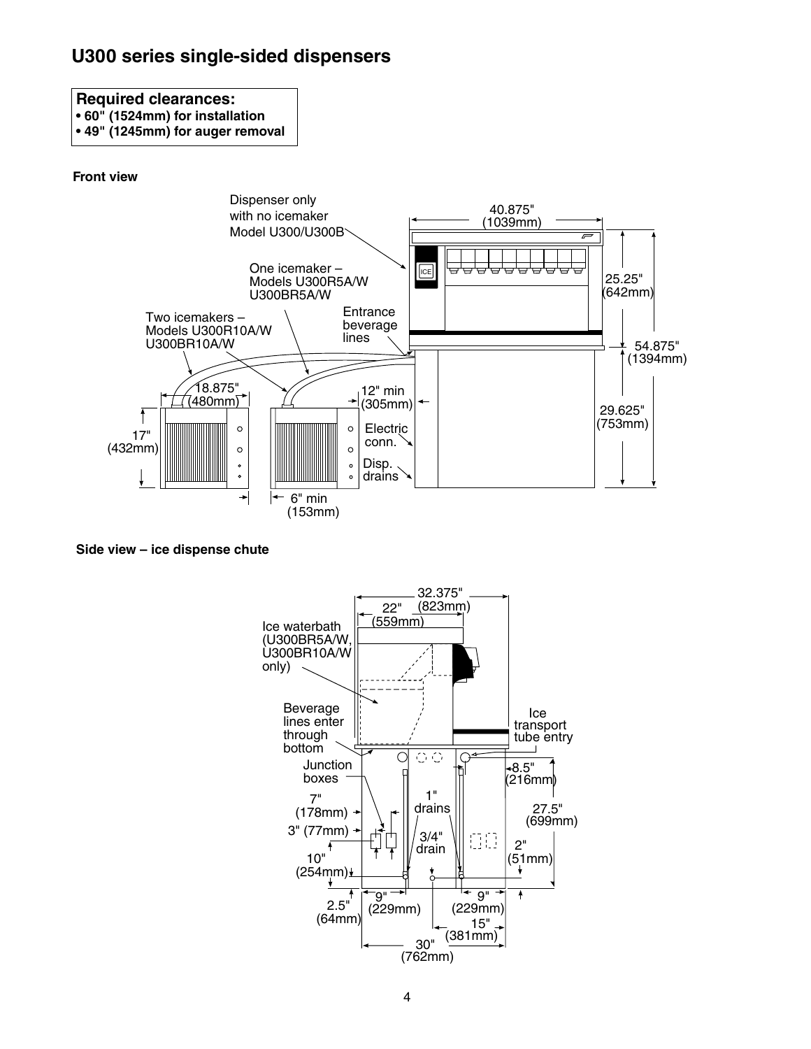# U300 series single-sided dispensers

**Required clearances:**
- **60" (1524mm) for installation**
- **49" (1245mm) for auger removal**

**Front view**

Dispenser only with no icemaker Model U300/U300B

One icemaker – Models U300R5A/W U300BR5A/W

Two icemakers – Models U300R10A/W U300BR10A/W

Entrance beverage lines

40.875" (1039mm)

25.25" (642mm)

54.875" (1394mm)

29.625" (753mm)

18.875" (480mm)

17" (432mm)

12" min (305mm)

6" min (153mm)

Electric conn.

Disp. drains

**Side view – ice dispense chute**

32.375" (823mm)

22" (559mm)

Ice waterbath (U300BR5A/W, U300BR10A/W only)

Beverage lines enter through bottom

Ice transport tube entry

Junction boxes

7" (178mm)

3" (77mm)

10" (254mm)

2.5" (64mm)

1" drains

3/4" drain

8.5" (216mm)

27.5" (699mm)

2" (51mm)

9" (229mm)

9" (229mm)

15" (381mm)

30" (762mm)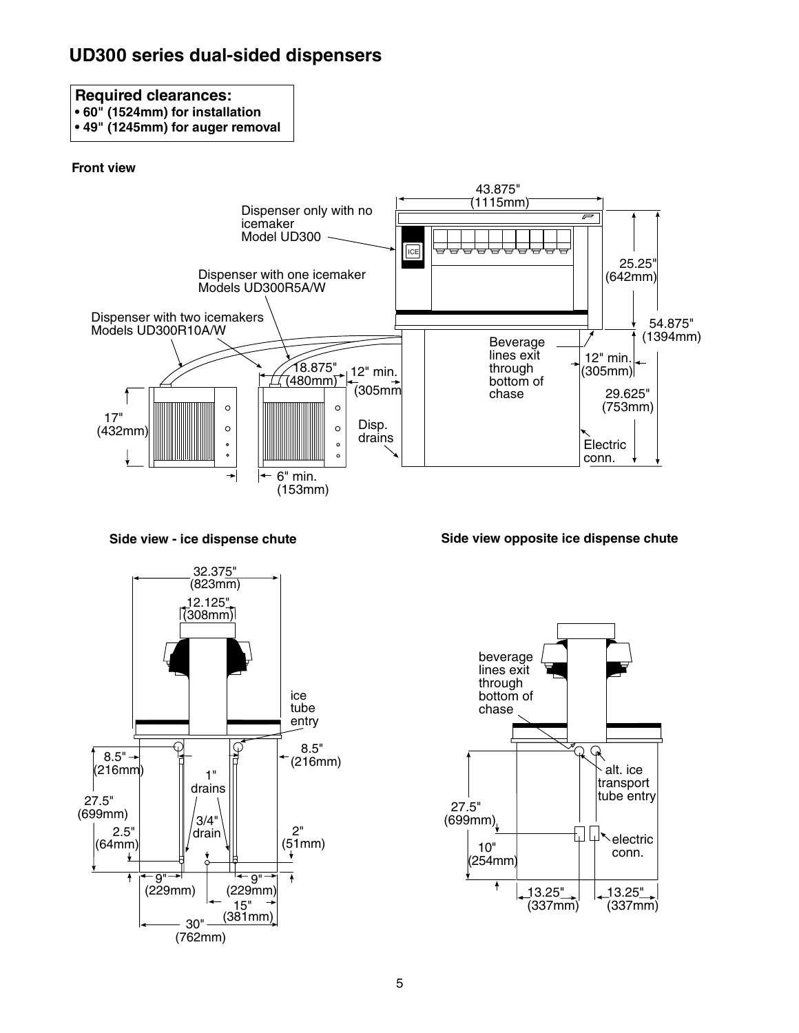# UD300 series dual-sided dispensers

**Required clearances:**

- **60" (1524mm) for installation**
- **49" (1245mm) for auger removal**

**Front view**

43.875" (1115mm)

Dispenser only with no icemaker Model UD300

ICE

Dispenser with one icemaker Models UD300R5A/W

Dispenser with two icemakers Models UD300R10A/W

25.25" (642mm)

54.875" (1394mm)

Beverage lines exit through bottom of chase

18.875" (480mm)

12" min. (305mm)

12" min. (305mm)

17" (432mm)

29.625" (753mm)

Disp. drains

Electric conn.

6" min. (153mm)

**Side view - ice dispense chute**

32.375" (823mm)

12.125" (308mm)

ice tube entry

8.5" (216mm)

8.5" (216mm)

1" drains

27.5" (699mm)

3/4" drain

2.5" (64mm)

2" (51mm)

9" (229mm)

9" (229mm)

15" (381mm)

30" (762mm)

**Side view opposite ice dispense chute**

beverage lines exit through bottom of chase

alt. ice transport tube entry

27.5" (699mm)

electric conn.

10" (254mm)

13.25" (337mm)

13.25" (337mm)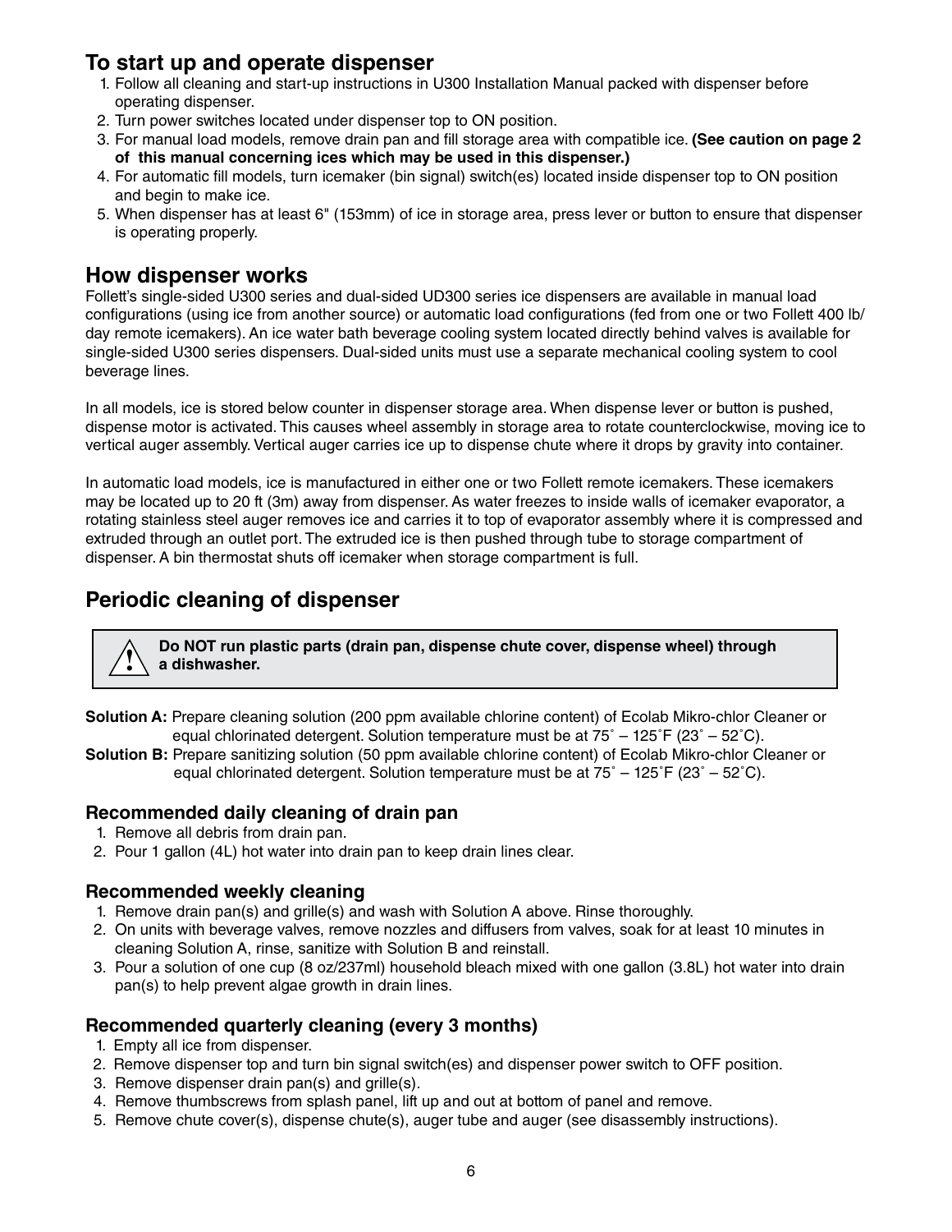## To start up and operate dispenser

1. Follow all cleaning and start-up instructions in U300 Installation Manual packed with dispenser before operating dispenser.
2. Turn power switches located under dispenser top to ON position.
3. For manual load models, remove drain pan and fill storage area with compatible ice. **(See caution on page 2 of this manual concerning ices which may be used in this dispenser.)**
4. For automatic fill models, turn icemaker (bin signal) switch(es) located inside dispenser top to ON position and begin to make ice.
5. When dispenser has at least 6" (153mm) of ice in storage area, press lever or button to ensure that dispenser is operating properly.

## How dispenser works

Follett's single-sided U300 series and dual-sided UD300 series ice dispensers are available in manual load configurations (using ice from another source) or automatic load configurations (fed from one or two Follett 400 lb/day remote icemakers). An ice water bath beverage cooling system located directly behind valves is available for single-sided U300 series dispensers. Dual-sided units must use a separate mechanical cooling system to cool beverage lines.

In all models, ice is stored below counter in dispenser storage area. When dispense lever or button is pushed, dispense motor is activated. This causes wheel assembly in storage area to rotate counterclockwise, moving ice to vertical auger assembly. Vertical auger carries ice up to dispense chute where it drops by gravity into container.

In automatic load models, ice is manufactured in either one or two Follett remote icemakers. These icemakers may be located up to 20 ft (3m) away from dispenser. As water freezes to inside walls of icemaker evaporator, a rotating stainless steel auger removes ice and carries it to top of evaporator assembly where it is compressed and extruded through an outlet port. The extruded ice is then pushed through tube to storage compartment of dispenser. A bin thermostat shuts off icemaker when storage compartment is full.

## Periodic cleaning of dispenser

> ⚠ **Do NOT run plastic parts (drain pan, dispense chute cover, dispense wheel) through a dishwasher.**

**Solution A:** Prepare cleaning solution (200 ppm available chlorine content) of Ecolab Mikro-chlor Cleaner or equal chlorinated detergent. Solution temperature must be at 75˚ – 125˚F (23˚ – 52˚C).

**Solution B:** Prepare sanitizing solution (50 ppm available chlorine content) of Ecolab Mikro-chlor Cleaner or equal chlorinated detergent. Solution temperature must be at 75˚ – 125˚F (23˚ – 52˚C).

### Recommended daily cleaning of drain pan

1. Remove all debris from drain pan.
2. Pour 1 gallon (4L) hot water into drain pan to keep drain lines clear.

### Recommended weekly cleaning

1. Remove drain pan(s) and grille(s) and wash with Solution A above. Rinse thoroughly.
2. On units with beverage valves, remove nozzles and diffusers from valves, soak for at least 10 minutes in cleaning Solution A, rinse, sanitize with Solution B and reinstall.
3. Pour a solution of one cup (8 oz/237ml) household bleach mixed with one gallon (3.8L) hot water into drain pan(s) to help prevent algae growth in drain lines.

### Recommended quarterly cleaning (every 3 months)

1. Empty all ice from dispenser.
2. Remove dispenser top and turn bin signal switch(es) and dispenser power switch to OFF position.
3. Remove dispenser drain pan(s) and grille(s).
4. Remove thumbscrews from splash panel, lift up and out at bottom of panel and remove.
5. Remove chute cover(s), dispense chute(s), auger tube and auger (see disassembly instructions).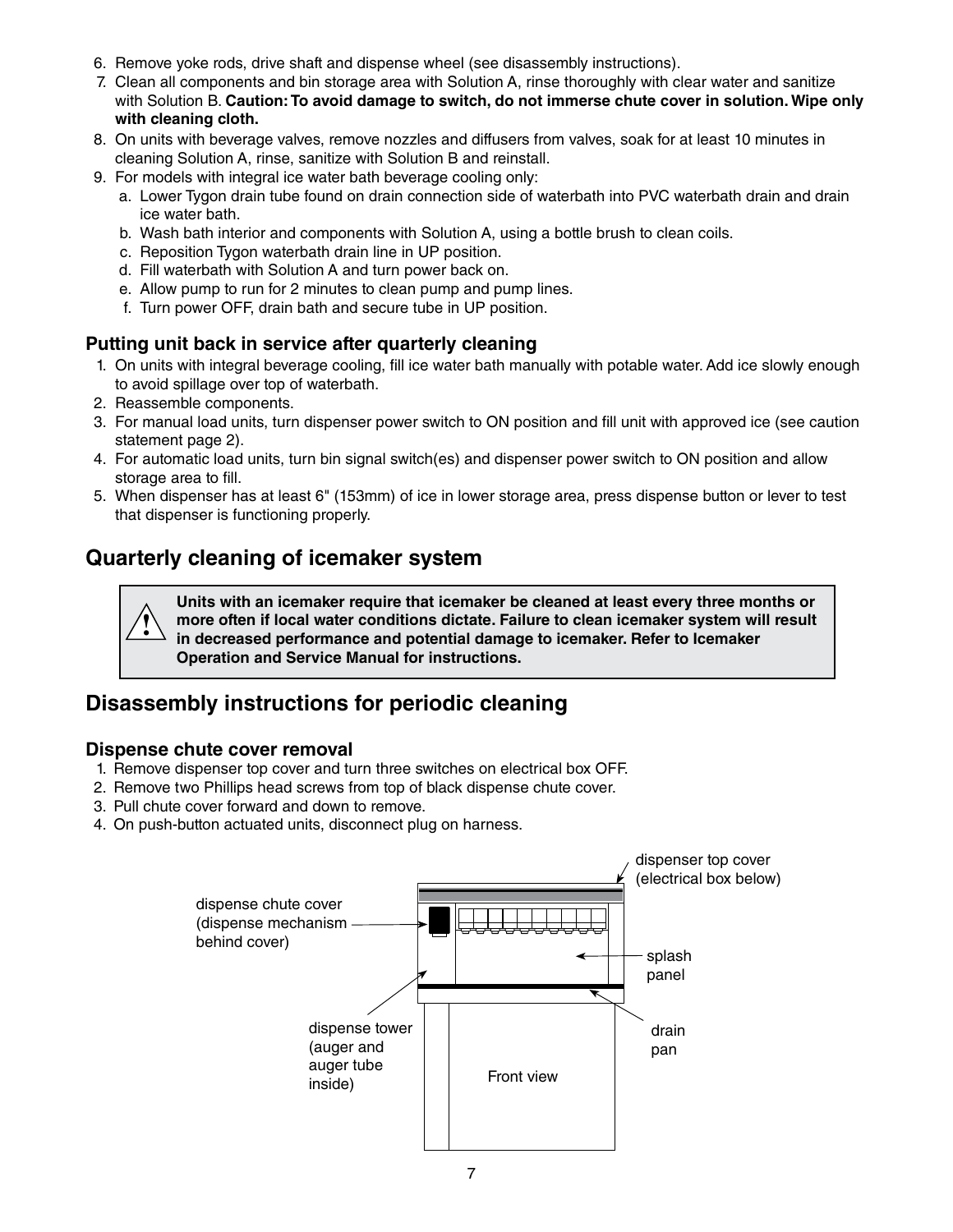6. Remove yoke rods, drive shaft and dispense wheel (see disassembly instructions).
7. Clean all components and bin storage area with Solution A, rinse thoroughly with clear water and sanitize with Solution B. **Caution: To avoid damage to switch, do not immerse chute cover in solution. Wipe only with cleaning cloth.**
8. On units with beverage valves, remove nozzles and diffusers from valves, soak for at least 10 minutes in cleaning Solution A, rinse, sanitize with Solution B and reinstall.
9. For models with integral ice water bath beverage cooling only:
   a. Lower Tygon drain tube found on drain connection side of waterbath into PVC waterbath drain and drain ice water bath.
   b. Wash bath interior and components with Solution A, using a bottle brush to clean coils.
   c. Reposition Tygon waterbath drain line in UP position.
   d. Fill waterbath with Solution A and turn power back on.
   e. Allow pump to run for 2 minutes to clean pump and pump lines.
   f. Turn power OFF, drain bath and secure tube in UP position.

### Putting unit back in service after quarterly cleaning

1. On units with integral beverage cooling, fill ice water bath manually with potable water. Add ice slowly enough to avoid spillage over top of waterbath.
2. Reassemble components.
3. For manual load units, turn dispenser power switch to ON position and fill unit with approved ice (see caution statement page 2).
4. For automatic load units, turn bin signal switch(es) and dispenser power switch to ON position and allow storage area to fill.
5. When dispenser has at least 6" (153mm) of ice in lower storage area, press dispense button or lever to test that dispenser is functioning properly.

## Quarterly cleaning of icemaker system

**Units with an icemaker require that icemaker be cleaned at least every three months or more often if local water conditions dictate. Failure to clean icemaker system will result in decreased performance and potential damage to icemaker. Refer to Icemaker Operation and Service Manual for instructions.**

## Disassembly instructions for periodic cleaning

### Dispense chute cover removal

1. Remove dispenser top cover and turn three switches on electrical box OFF.
2. Remove two Phillips head screws from top of black dispense chute cover.
3. Pull chute cover forward and down to remove.
4. On push-button actuated units, disconnect plug on harness.

dispenser top cover (electrical box below)

dispense chute cover (dispense mechanism behind cover)

splash panel

dispense tower (auger and auger tube inside)

drain pan

Front view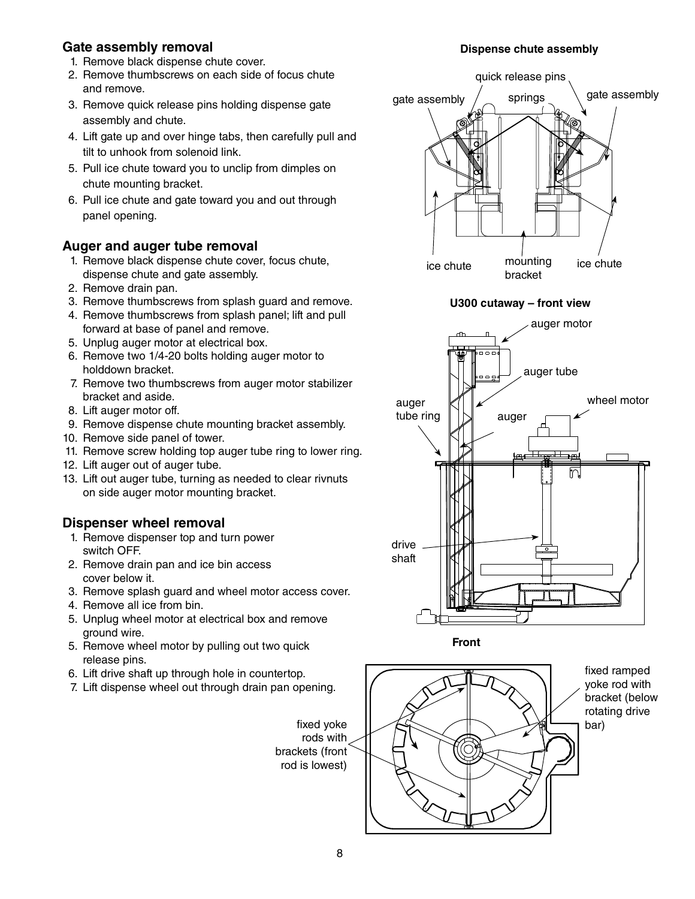## Gate assembly removal

1. Remove black dispense chute cover.
2. Remove thumbscrews on each side of focus chute and remove.
3. Remove quick release pins holding dispense gate assembly and chute.
4. Lift gate up and over hinge tabs, then carefully pull and tilt to unhook from solenoid link.
5. Pull ice chute toward you to unclip from dimples on chute mounting bracket.
6. Pull ice chute and gate toward you and out through panel opening.

## Auger and auger tube removal

1. Remove black dispense chute cover, focus chute, dispense chute and gate assembly.
2. Remove drain pan.
3. Remove thumbscrews from splash guard and remove.
4. Remove thumbscrews from splash panel; lift and pull forward at base of panel and remove.
5. Unplug auger motor at electrical box.
6. Remove two 1/4-20 bolts holding auger motor to holddown bracket.
7. Remove two thumbscrews from auger motor stabilizer bracket and aside.
8. Lift auger motor off.
9. Remove dispense chute mounting bracket assembly.
10. Remove side panel of tower.
11. Remove screw holding top auger tube ring to lower ring.
12. Lift auger out of auger tube.
13. Lift out auger tube, turning as needed to clear rivnuts on side auger motor mounting bracket.

## Dispenser wheel removal

1. Remove dispenser top and turn power switch OFF.
2. Remove drain pan and ice bin access cover below it.
3. Remove splash guard and wheel motor access cover.
4. Remove all ice from bin.
5. Unplug wheel motor at electrical box and remove ground wire.
5. Remove wheel motor by pulling out two quick release pins.
6. Lift drive shaft up through hole in countertop.
7. Lift dispense wheel out through drain pan opening.

**Dispense chute assembly**

quick release pins, gate assembly, springs, gate assembly, ice chute, mounting bracket, ice chute

**U300 cutaway – front view**

auger motor, auger tube, auger tube ring, auger, wheel motor, drive shaft

**Front**

fixed yoke rods with brackets (front rod is lowest)

fixed ramped yoke rod with bracket (below rotating drive bar)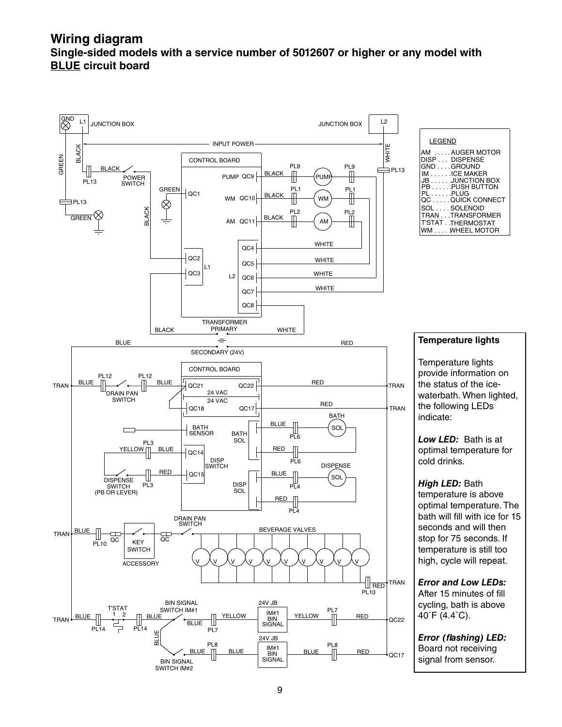# Wiring diagram

## Single-sided models with a service number of 5012607 or higher or any model with <u>BLUE</u> circuit board

| LEGEND | |
|---|---|
| AM | AUGER MOTOR |
| DISP | DISPENSE |
| GND | GROUND |
| IM | ICE MAKER |
| JB | JUNCTION BOX |
| PB | PUSH BUTTON |
| PL | PLUG |
| QC | QUICK CONNECT |
| SOL | SOLENOID |
| TRAN | TRANSFORMER |
| T'STAT | THERMOSTAT |
| WM | WHEEL MOTOR |

### Temperature lights

Temperature lights provide information on the status of the ice-waterbath. When lighted, the following LEDs indicate:

***Low LED:*** Bath is at optimal temperature for cold drinks.

***High LED:*** Bath temperature is above optimal temperature. The bath will fill with ice for 15 seconds and will then stop for 75 seconds. If temperature is still too high, cycle will repeat.

***Error and Low LEDs:*** After 15 minutes of fill cycling, bath is above 40˚F (4.4˚C).

***Error (flashing) LED:*** Board not receiving signal from sensor.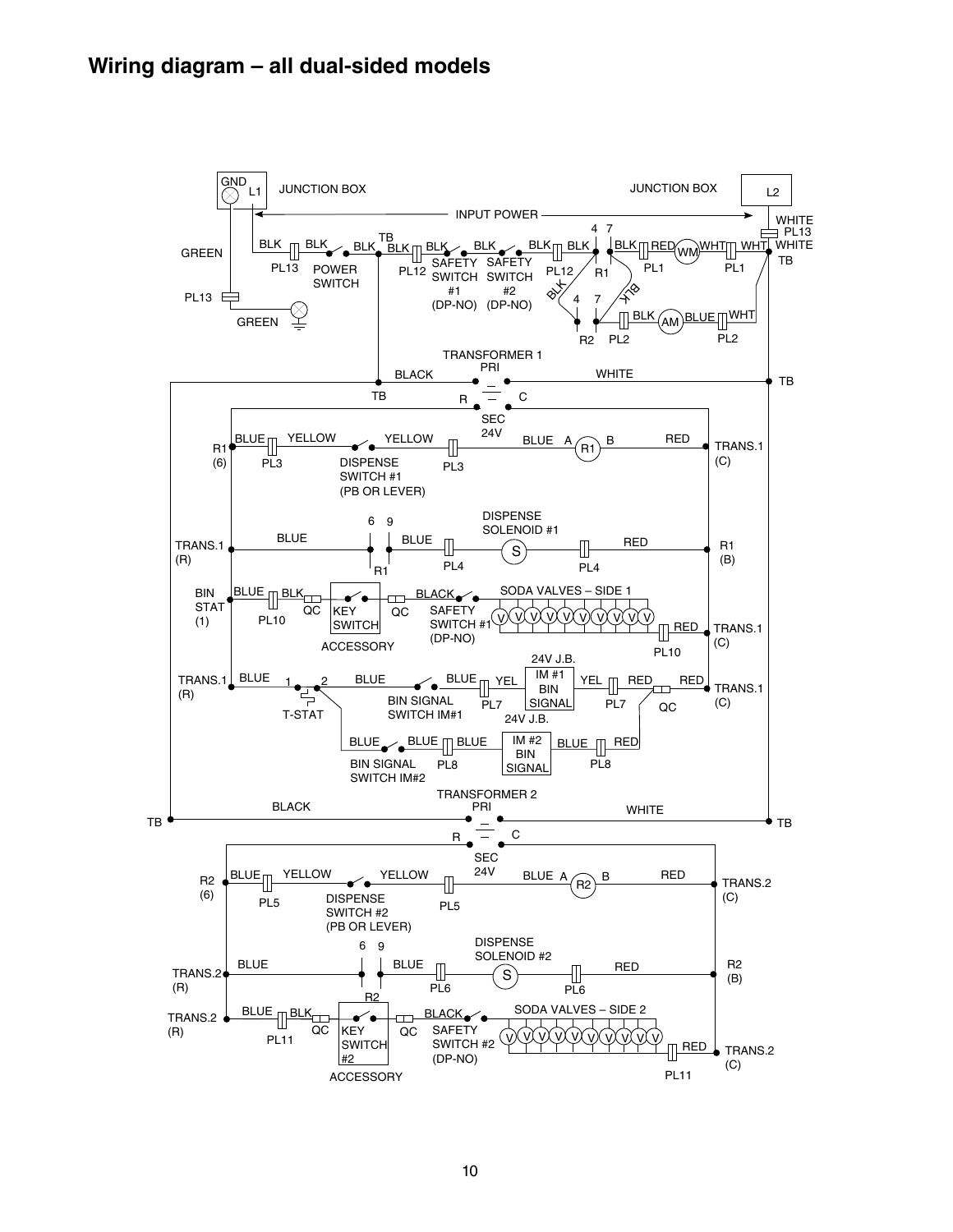## Wiring diagram – all dual-sided models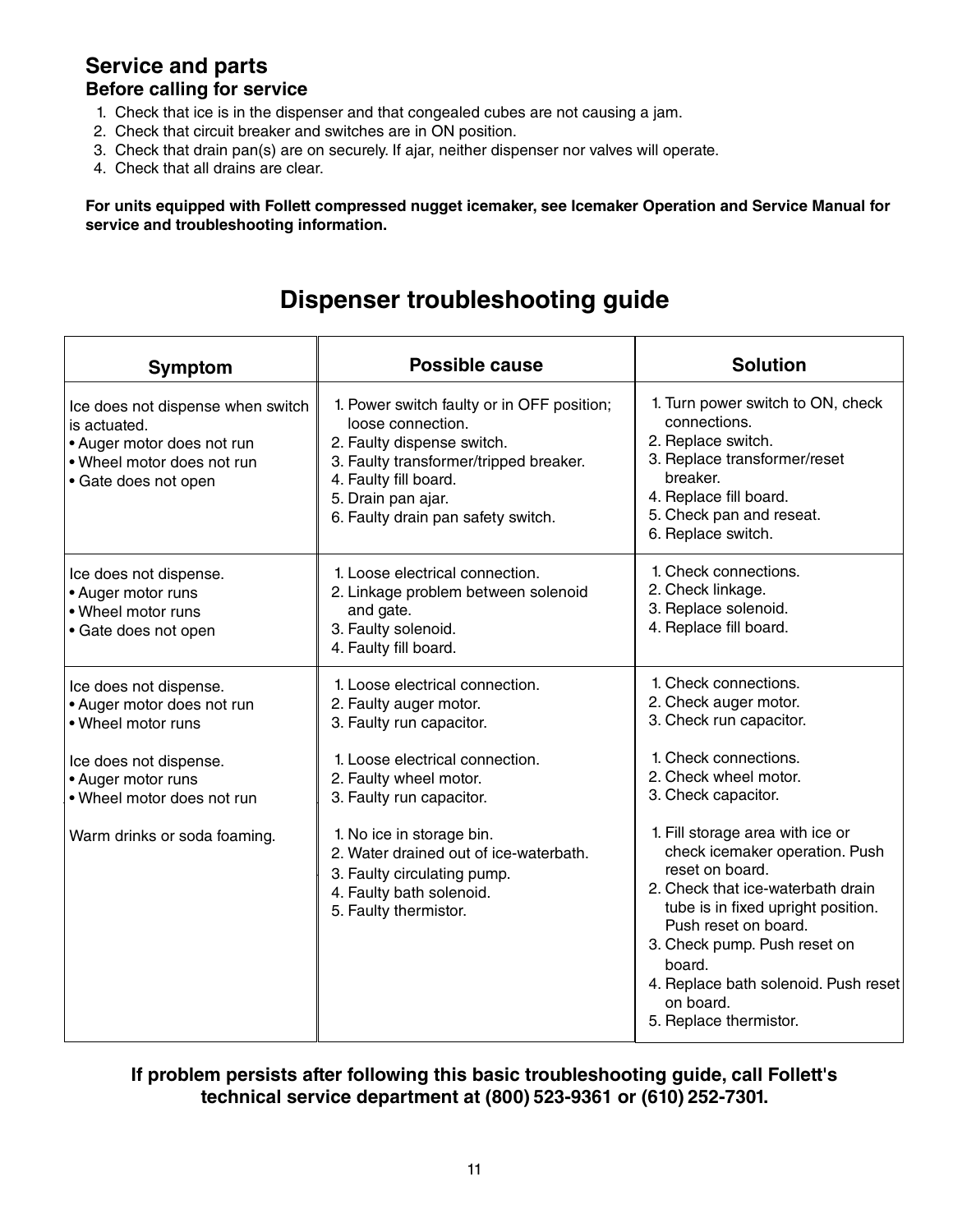## Service and parts

### Before calling for service

1. Check that ice is in the dispenser and that congealed cubes are not causing a jam.
2. Check that circuit breaker and switches are in ON position.
3. Check that drain pan(s) are on securely. If ajar, neither dispenser nor valves will operate.
4. Check that all drains are clear.

**For units equipped with Follett compressed nugget icemaker, see Icemaker Operation and Service Manual for service and troubleshooting information.**

# Dispenser troubleshooting guide

| Symptom | Possible cause | Solution |
|---|---|---|
| Ice does not dispense when switch is actuated.<br>• Auger motor does not run<br>• Wheel motor does not run<br>• Gate does not open | 1. Power switch faulty or in OFF position; loose connection.<br>2. Faulty dispense switch.<br>3. Faulty transformer/tripped breaker.<br>4. Faulty fill board.<br>5. Drain pan ajar.<br>6. Faulty drain pan safety switch. | 1. Turn power switch to ON, check connections.<br>2. Replace switch.<br>3. Replace transformer/reset breaker.<br>4. Replace fill board.<br>5. Check pan and reseat.<br>6. Replace switch. |
| Ice does not dispense.<br>• Auger motor runs<br>• Wheel motor runs<br>• Gate does not open | 1. Loose electrical connection.<br>2. Linkage problem between solenoid and gate.<br>3. Faulty solenoid.<br>4. Faulty fill board. | 1. Check connections.<br>2. Check linkage.<br>3. Replace solenoid.<br>4. Replace fill board. |
| Ice does not dispense.<br>• Auger motor does not run<br>• Wheel motor runs | 1. Loose electrical connection.<br>2. Faulty auger motor.<br>3. Faulty run capacitor. | 1. Check connections.<br>2. Check auger motor.<br>3. Check run capacitor. |
| Ice does not dispense.<br>• Auger motor runs<br>• Wheel motor does not run | 1. Loose electrical connection.<br>2. Faulty wheel motor.<br>3. Faulty run capacitor. | 1. Check connections.<br>2. Check wheel motor.<br>3. Check capacitor. |
| Warm drinks or soda foaming. | 1. No ice in storage bin.<br>2. Water drained out of ice-waterbath.<br>3. Faulty circulating pump.<br>4. Faulty bath solenoid.<br>5. Faulty thermistor. | 1. Fill storage area with ice or check icemaker operation. Push reset on board.<br>2. Check that ice-waterbath drain tube is in fixed upright position. Push reset on board.<br>3. Check pump. Push reset on board.<br>4. Replace bath solenoid. Push reset on board.<br>5. Replace thermistor. |

**If problem persists after following this basic troubleshooting guide, call Follett's technical service department at (800) 523-9361 or (610) 252-7301.**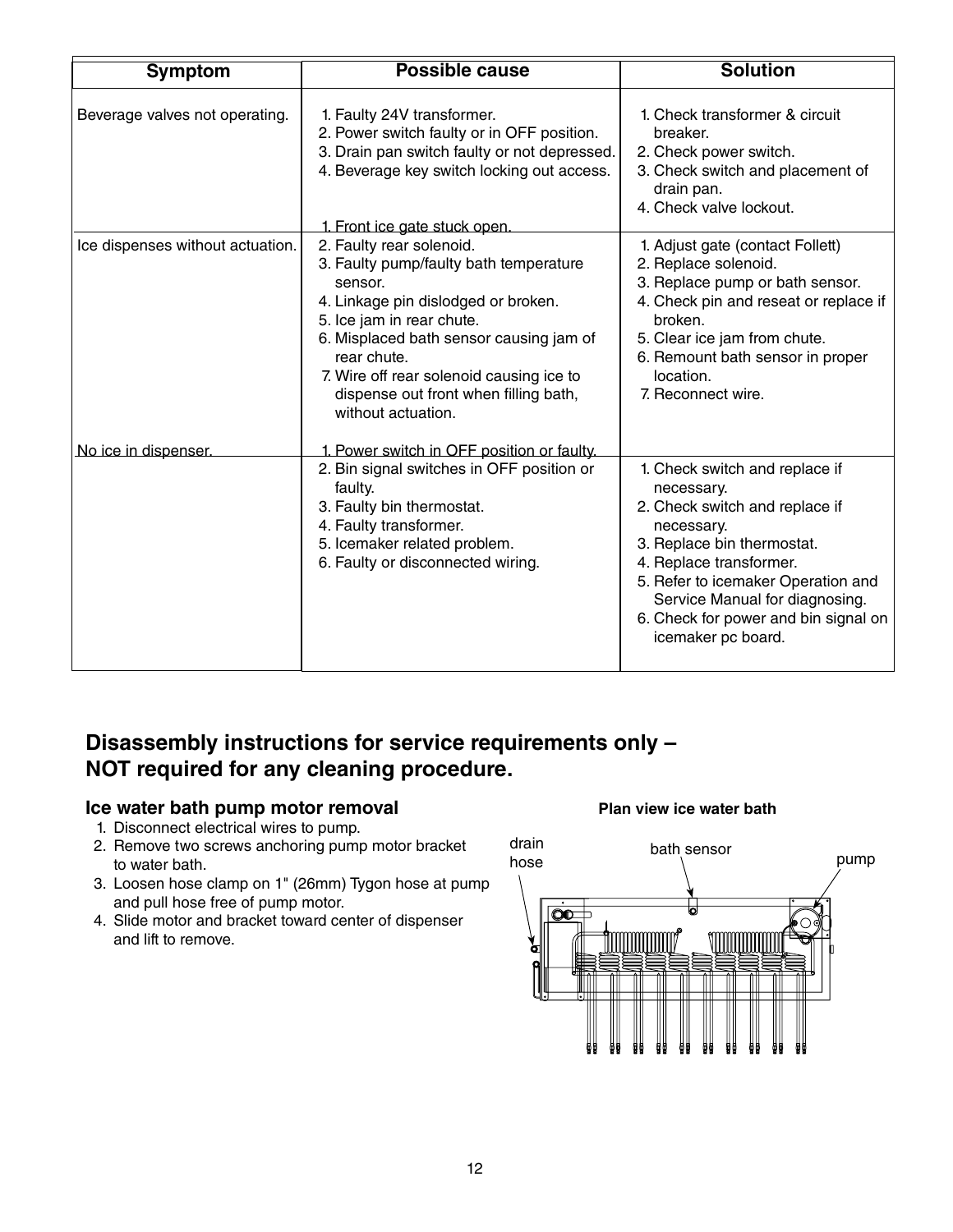| Symptom | Possible cause | Solution |
|---|---|---|
| Beverage valves not operating. | 1. Faulty 24V transformer.<br>2. Power switch faulty or in OFF position.<br>3. Drain pan switch faulty or not depressed.<br>4. Beverage key switch locking out access. | 1. Check transformer & circuit breaker.<br>2. Check power switch.<br>3. Check switch and placement of drain pan.<br>4. Check valve lockout. |
| Ice dispenses without actuation. | 1. Front ice gate stuck open.<br>2. Faulty rear solenoid.<br>3. Faulty pump/faulty bath temperature sensor.<br>4. Linkage pin dislodged or broken.<br>5. Ice jam in rear chute.<br>6. Misplaced bath sensor causing jam of rear chute.<br>7. Wire off rear solenoid causing ice to dispense out front when filling bath, without actuation. | 1. Adjust gate (contact Follett)<br>2. Replace solenoid.<br>3. Replace pump or bath sensor.<br>4. Check pin and reseat or replace if broken.<br>5. Clear ice jam from chute.<br>6. Remount bath sensor in proper location.<br>7. Reconnect wire. |
| No ice in dispenser. | 1. Power switch in OFF position or faulty.<br>2. Bin signal switches in OFF position or faulty.<br>3. Faulty bin thermostat.<br>4. Faulty transformer.<br>5. Icemaker related problem.<br>6. Faulty or disconnected wiring. | 1. Check switch and replace if necessary.<br>2. Check switch and replace if necessary.<br>3. Replace bin thermostat.<br>4. Replace transformer.<br>5. Refer to icemaker Operation and Service Manual for diagnosing.<br>6. Check for power and bin signal on icemaker pc board. |

## Disassembly instructions for service requirements only – NOT required for any cleaning procedure.

### Ice water bath pump motor removal

1. Disconnect electrical wires to pump.
2. Remove two screws anchoring pump motor bracket to water bath.
3. Loosen hose clamp on 1" (26mm) Tygon hose at pump and pull hose free of pump motor.
4. Slide motor and bracket toward center of dispenser and lift to remove.

**Plan view ice water bath**

drain hose

bath sensor

pump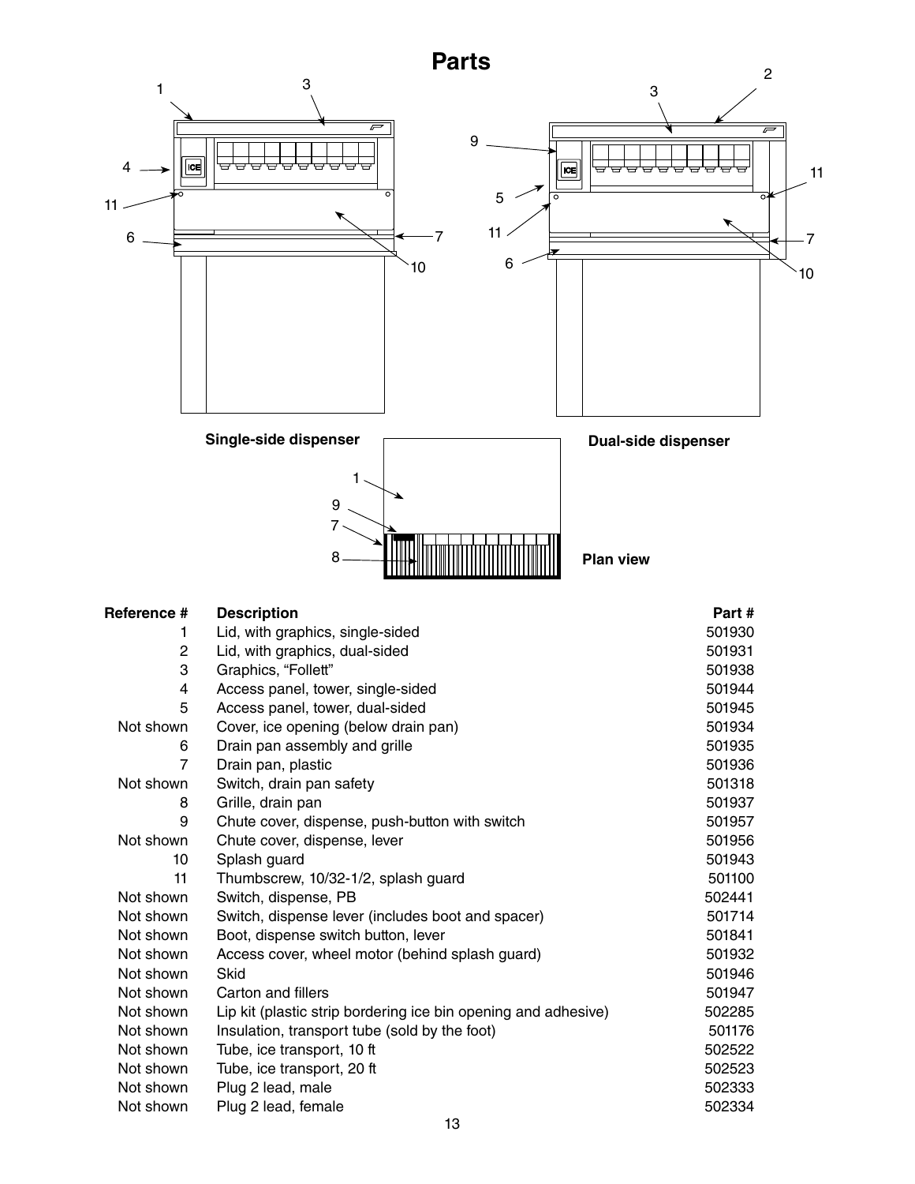# Parts

Single-side dispenser

Dual-side dispenser

Plan view

| Reference # | Description | Part # |
|---|---|---|
| 1 | Lid, with graphics, single-sided | 501930 |
| 2 | Lid, with graphics, dual-sided | 501931 |
| 3 | Graphics, "Follett" | 501938 |
| 4 | Access panel, tower, single-sided | 501944 |
| 5 | Access panel, tower, dual-sided | 501945 |
| Not shown | Cover, ice opening (below drain pan) | 501934 |
| 6 | Drain pan assembly and grille | 501935 |
| 7 | Drain pan, plastic | 501936 |
| Not shown | Switch, drain pan safety | 501318 |
| 8 | Grille, drain pan | 501937 |
| 9 | Chute cover, dispense, push-button with switch | 501957 |
| Not shown | Chute cover, dispense, lever | 501956 |
| 10 | Splash guard | 501943 |
| 11 | Thumbscrew, 10/32-1/2, splash guard | 501100 |
| Not shown | Switch, dispense, PB | 502441 |
| Not shown | Switch, dispense lever (includes boot and spacer) | 501714 |
| Not shown | Boot, dispense switch button, lever | 501841 |
| Not shown | Access cover, wheel motor (behind splash guard) | 501932 |
| Not shown | Skid | 501946 |
| Not shown | Carton and fillers | 501947 |
| Not shown | Lip kit (plastic strip bordering ice bin opening and adhesive) | 502285 |
| Not shown | Insulation, transport tube (sold by the foot) | 501176 |
| Not shown | Tube, ice transport, 10 ft | 502522 |
| Not shown | Tube, ice transport, 20 ft | 502523 |
| Not shown | Plug 2 lead, male | 502333 |
| Not shown | Plug 2 lead, female | 502334 |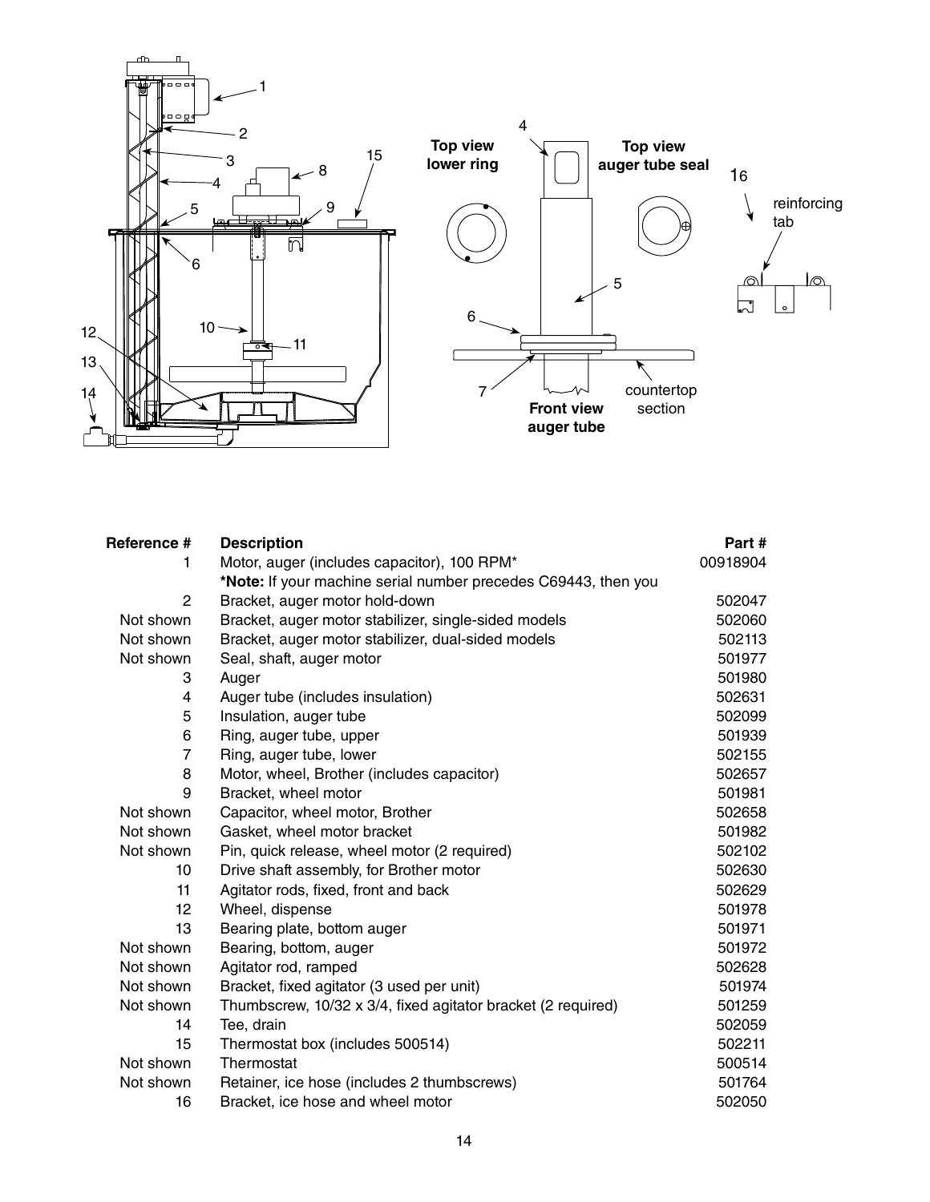| Reference # | Description | Part # |
|---|---|---|
| 1 | Motor, auger (includes capacitor), 100 RPM* | 00918904 |
| | ***Note:** If your machine serial number precedes C69443, then you | |
| 2 | Bracket, auger motor hold-down | 502047 |
| Not shown | Bracket, auger motor stabilizer, single-sided models | 502060 |
| Not shown | Bracket, auger motor stabilizer, dual-sided models | 502113 |
| Not shown | Seal, shaft, auger motor | 501977 |
| 3 | Auger | 501980 |
| 4 | Auger tube (includes insulation) | 502631 |
| 5 | Insulation, auger tube | 502099 |
| 6 | Ring, auger tube, upper | 501939 |
| 7 | Ring, auger tube, lower | 502155 |
| 8 | Motor, wheel, Brother (includes capacitor) | 502657 |
| 9 | Bracket, wheel motor | 501981 |
| Not shown | Capacitor, wheel motor, Brother | 502658 |
| Not shown | Gasket, wheel motor bracket | 501982 |
| Not shown | Pin, quick release, wheel motor (2 required) | 502102 |
| 10 | Drive shaft assembly, for Brother motor | 502630 |
| 11 | Agitator rods, fixed, front and back | 502629 |
| 12 | Wheel, dispense | 501978 |
| 13 | Bearing plate, bottom auger | 501971 |
| Not shown | Bearing, bottom, auger | 501972 |
| Not shown | Agitator rod, ramped | 502628 |
| Not shown | Bracket, fixed agitator (3 used per unit) | 501974 |
| Not shown | Thumbscrew, 10/32 x 3/4, fixed agitator bracket (2 required) | 501259 |
| 14 | Tee, drain | 502059 |
| 15 | Thermostat box (includes 500514) | 502211 |
| Not shown | Thermostat | 500514 |
| Not shown | Retainer, ice hose (includes 2 thumbscrews) | 501764 |
| 16 | Bracket, ice hose and wheel motor | 502050 |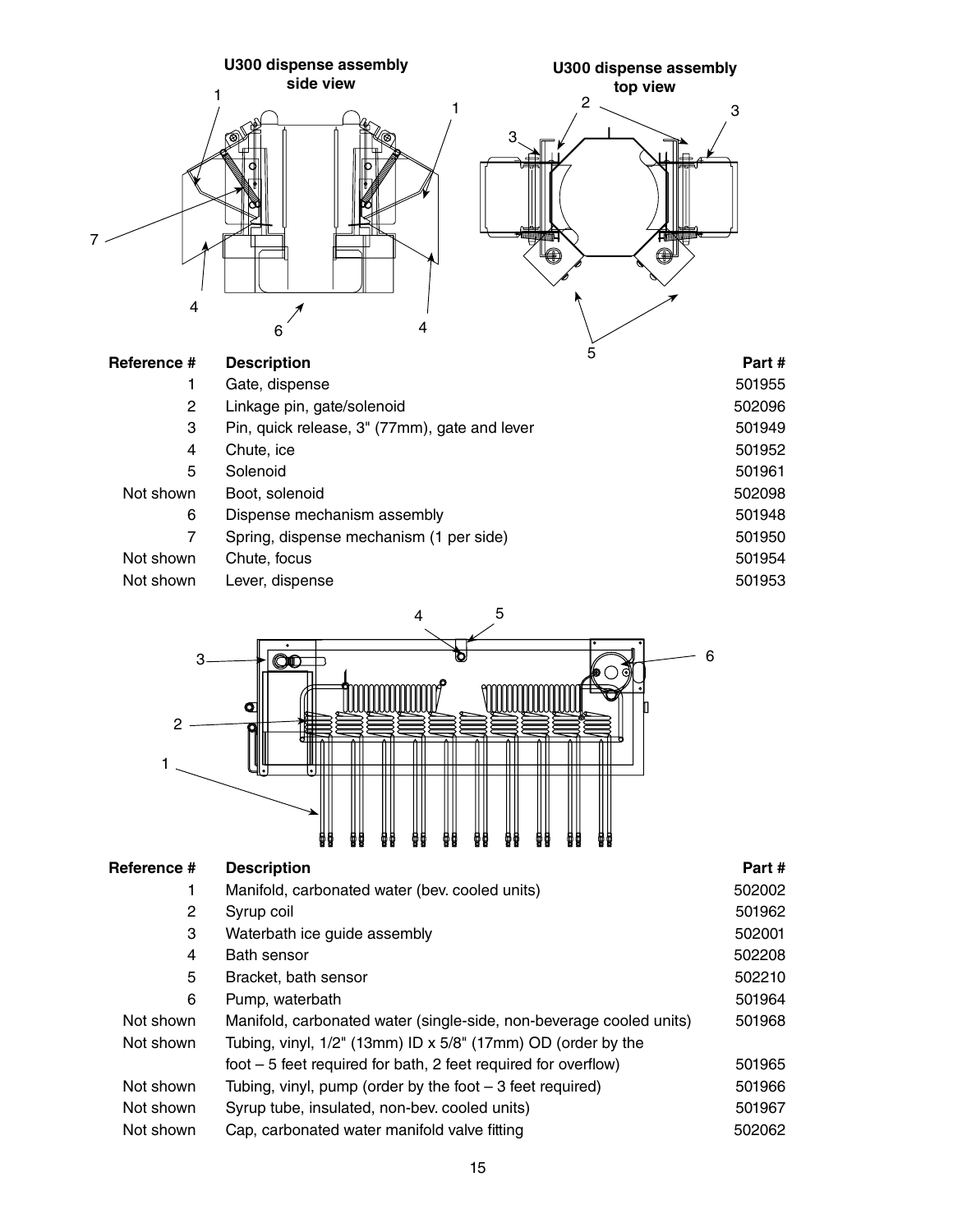**U300 dispense assembly side view**

**U300 dispense assembly top view**

| Reference # | Description | Part # |
|---|---|---|
| 1 | Gate, dispense | 501955 |
| 2 | Linkage pin, gate/solenoid | 502096 |
| 3 | Pin, quick release, 3" (77mm), gate and lever | 501949 |
| 4 | Chute, ice | 501952 |
| 5 | Solenoid | 501961 |
| Not shown | Boot, solenoid | 502098 |
| 6 | Dispense mechanism assembly | 501948 |
| 7 | Spring, dispense mechanism (1 per side) | 501950 |
| Not shown | Chute, focus | 501954 |
| Not shown | Lever, dispense | 501953 |

| Reference # | Description | Part # |
|---|---|---|
| 1 | Manifold, carbonated water (bev. cooled units) | 502002 |
| 2 | Syrup coil | 501962 |
| 3 | Waterbath ice guide assembly | 502001 |
| 4 | Bath sensor | 502208 |
| 5 | Bracket, bath sensor | 502210 |
| 6 | Pump, waterbath | 501964 |
| Not shown | Manifold, carbonated water (single-side, non-beverage cooled units) | 501968 |
| Not shown | Tubing, vinyl, 1/2" (13mm) ID x 5/8" (17mm) OD (order by the foot – 5 feet required for bath, 2 feet required for overflow) | 501965 |
| Not shown | Tubing, vinyl, pump (order by the foot – 3 feet required) | 501966 |
| Not shown | Syrup tube, insulated, non-bev. cooled units) | 501967 |
| Not shown | Cap, carbonated water manifold valve fitting | 502062 |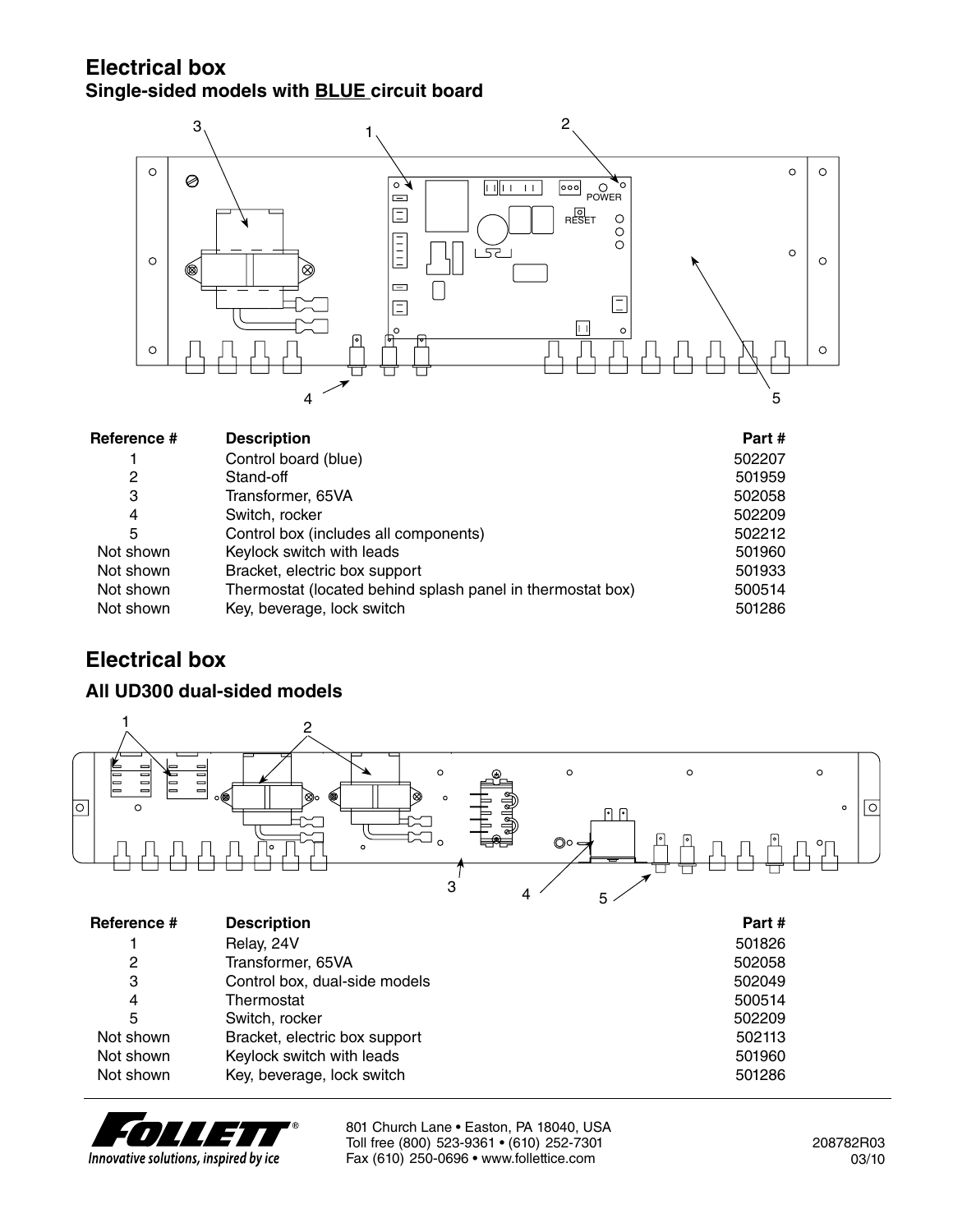# Electrical box

## Single-sided models with BLUE circuit board

| Reference # | Description | Part # |
|---|---|---|
| 1 | Control board (blue) | 502207 |
| 2 | Stand-off | 501959 |
| 3 | Transformer, 65VA | 502058 |
| 4 | Switch, rocker | 502209 |
| 5 | Control box (includes all components) | 502212 |
| Not shown | Keylock switch with leads | 501960 |
| Not shown | Bracket, electric box support | 501933 |
| Not shown | Thermostat (located behind splash panel in thermostat box) | 500514 |
| Not shown | Key, beverage, lock switch | 501286 |

# Electrical box

## All UD300 dual-sided models

| Reference # | Description | Part # |
|---|---|---|
| 1 | Relay, 24V | 501826 |
| 2 | Transformer, 65VA | 502058 |
| 3 | Control box, dual-side models | 502049 |
| 4 | Thermostat | 500514 |
| 5 | Switch, rocker | 502209 |
| Not shown | Bracket, electric box support | 502113 |
| Not shown | Keylock switch with leads | 501960 |
| Not shown | Key, beverage, lock switch | 501286 |

FOLLETT®
Innovative solutions, inspired by ice

801 Church Lane • Easton, PA 18040, USA
Toll free (800) 523-9361 • (610) 252-7301
Fax (610) 250-0696 • www.follettice.com

208782R03
03/10